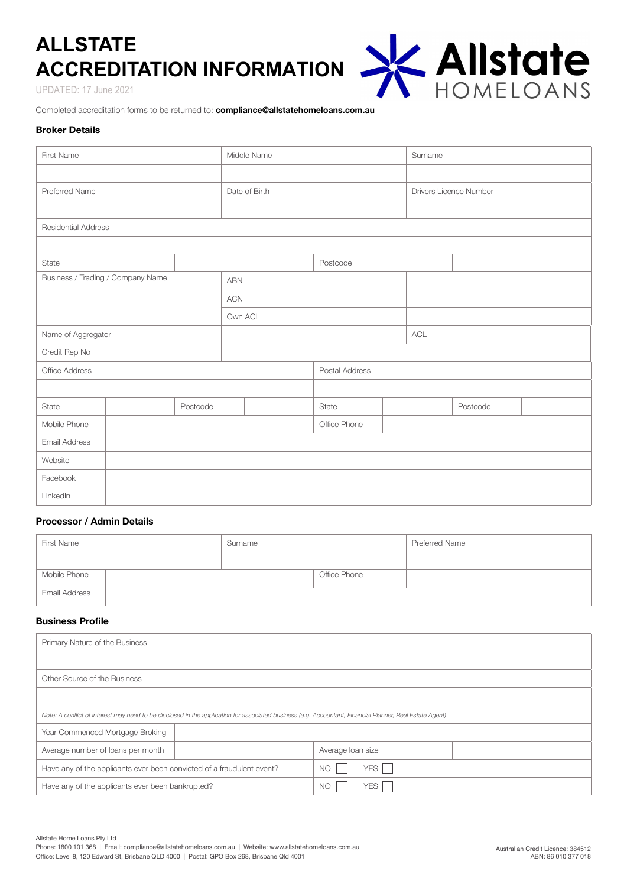# ALLSTATE ACCREDITATION INFORMATION

UPDATED: 17 June 2021

Completed accreditation forms to be returned to: **compliance@allstatehomeloans.com.au**

### Broker Details

| First Name | Middle Name | Surname |
|---|---|---|
| | | |
| Preferred Name | Date of Birth | Drivers Licence Number |
| | | |

| Residential Address | | | |
|---|---|---|---|
| | | | |
| State | | Postcode | |

| Business / Trading / Company Name | ABN | |
|---|---|---|
| | ACN | |
| | Own ACL | |

| Name of Aggregator | | ACL | |
|---|---|---|---|
| Credit Rep No | | | |

| Office Address | | | | Postal Address | | | |
|---|---|---|---|---|---|---|---|
| | | | | | | | |
| State | | Postcode | | State | | Postcode | |
| Mobile Phone | | | | Office Phone | | | |
| Email Address | | | | | | | |
| Website | | | | | | | |
| Facebook | | | | | | | |
| LinkedIn | | | | | | | |

### Processor / Admin Details

| First Name | | Surname | Preferred Name |
|---|---|---|---|
| | | | |
| Mobile Phone | | Office Phone | |
| Email Address | | | |

### Business Profile

| Primary Nature of the Business | | | |
|---|---|---|---|
| | | | |
| Other Source of the Business | | | |
| *Note: A conflict of interest may need to be disclosed in the application for associated business (e.g. Accountant, Financial Planner, Real Estate Agent)* | | | |
| Year Commenced Mortgage Broking | | | |
| Average number of loans per month | | Average loan size | |
| Have any of the applicants ever been convicted of a fraudulent event? | | NO ☐ YES ☐ | |
| Have any of the applicants ever been bankrupted? | | NO ☐ YES ☐ | |

Allstate Home Loans Pty Ltd
Phone: 1800 101 368 | Email: compliance@allstatehomeloans.com.au | Website: www.allstatehomeloans.com.au
Office: Level 8, 120 Edward St, Brisbane QLD 4000 | Postal: GPO Box 268, Brisbane Qld 4001

Australian Credit Licence: 384512
ABN: 86 010 377 018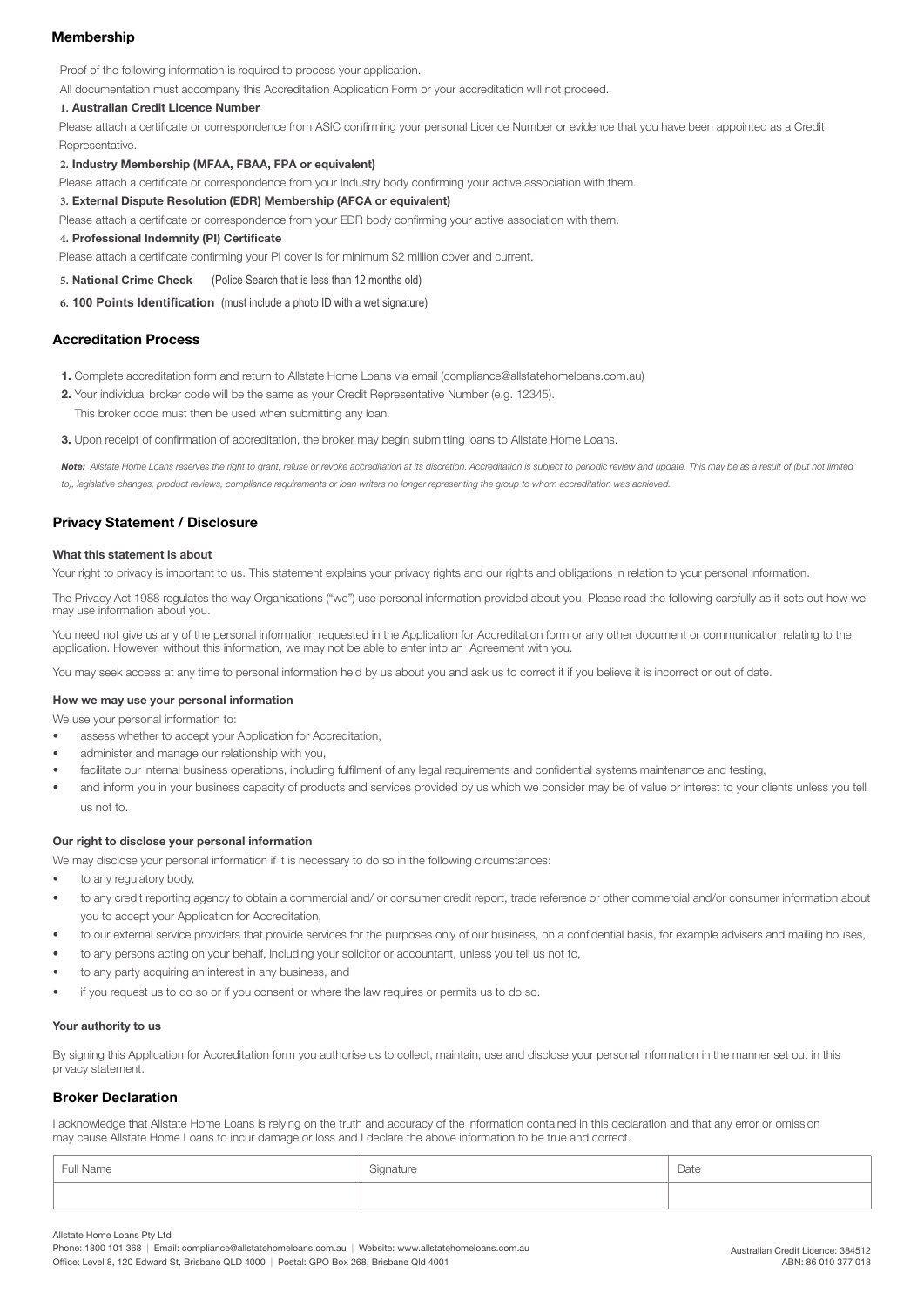## Membership

Proof of the following information is required to process your application.

All documentation must accompany this Accreditation Application Form or your accreditation will not proceed.

1. **Australian Credit Licence Number**

   Please attach a certificate or correspondence from ASIC confirming your personal Licence Number or evidence that you have been appointed as a Credit Representative.

2. **Industry Membership (MFAA, FBAA, FPA or equivalent)**

   Please attach a certificate or correspondence from your Industry body confirming your active association with them.

3. **External Dispute Resolution (EDR) Membership (AFCA or equivalent)**

   Please attach a certificate or correspondence from your EDR body confirming your active association with them.

4. **Professional Indemnity (PI) Certificate**

   Please attach a certificate confirming your PI cover is for minimum $2 million cover and current.

5. **National Crime Check** (Police Search that is less than 12 months old)

6. **100 Points Identification** (must include a photo ID with a wet signature)

## Accreditation Process

1. Complete accreditation form and return to Allstate Home Loans via email (compliance@allstatehomeloans.com.au)
2. Your individual broker code will be the same as your Credit Representative Number (e.g. 12345).

   This broker code must then be used when submitting any loan.

3. Upon receipt of confirmation of accreditation, the broker may begin submitting loans to Allstate Home Loans.

***Note:*** *Allstate Home Loans reserves the right to grant, refuse or revoke accreditation at its discretion. Accreditation is subject to periodic review and update. This may be as a result of (but not limited to), legislative changes, product reviews, compliance requirements or loan writers no longer representing the group to whom accreditation was achieved.*

## Privacy Statement / Disclosure

#### What this statement is about

Your right to privacy is important to us. This statement explains your privacy rights and our rights and obligations in relation to your personal information.

The Privacy Act 1988 regulates the way Organisations ("we") use personal information provided about you. Please read the following carefully as it sets out how we may use information about you.

You need not give us any of the personal information requested in the Application for Accreditation form or any other document or communication relating to the application. However, without this information, we may not be able to enter into an Agreement with you.

You may seek access at any time to personal information held by us about you and ask us to correct it if you believe it is incorrect or out of date.

#### How we may use your personal information

We use your personal information to:

- assess whether to accept your Application for Accreditation,
- administer and manage our relationship with you,
- facilitate our internal business operations, including fulfilment of any legal requirements and confidential systems maintenance and testing,
- and inform you in your business capacity of products and services provided by us which we consider may be of value or interest to your clients unless you tell us not to.

#### Our right to disclose your personal information

We may disclose your personal information if it is necessary to do so in the following circumstances:

- to any regulatory body,
- to any credit reporting agency to obtain a commercial and/ or consumer credit report, trade reference or other commercial and/or consumer information about you to accept your Application for Accreditation,
- to our external service providers that provide services for the purposes only of our business, on a confidential basis, for example advisers and mailing houses,
- to any persons acting on your behalf, including your solicitor or accountant, unless you tell us not to,
- to any party acquiring an interest in any business, and
- if you request us to do so or if you consent or where the law requires or permits us to do so.

#### Your authority to us

By signing this Application for Accreditation form you authorise us to collect, maintain, use and disclose your personal information in the manner set out in this privacy statement.

## Broker Declaration

I acknowledge that Allstate Home Loans is relying on the truth and accuracy of the information contained in this declaration and that any error or omission may cause Allstate Home Loans to incur damage or loss and I declare the above information to be true and correct.

| Full Name | Signature | Date |
|---|---|---|
| | | |

Allstate Home Loans Pty Ltd
Phone: 1800 101 368 | Email: compliance@allstatehomeloans.com.au | Website: www.allstatehomeloans.com.au
Office: Level 8, 120 Edward St, Brisbane QLD 4000 | Postal: GPO Box 268, Brisbane Qld 4001

Australian Credit Licence: 384512
ABN: 86 010 377 018